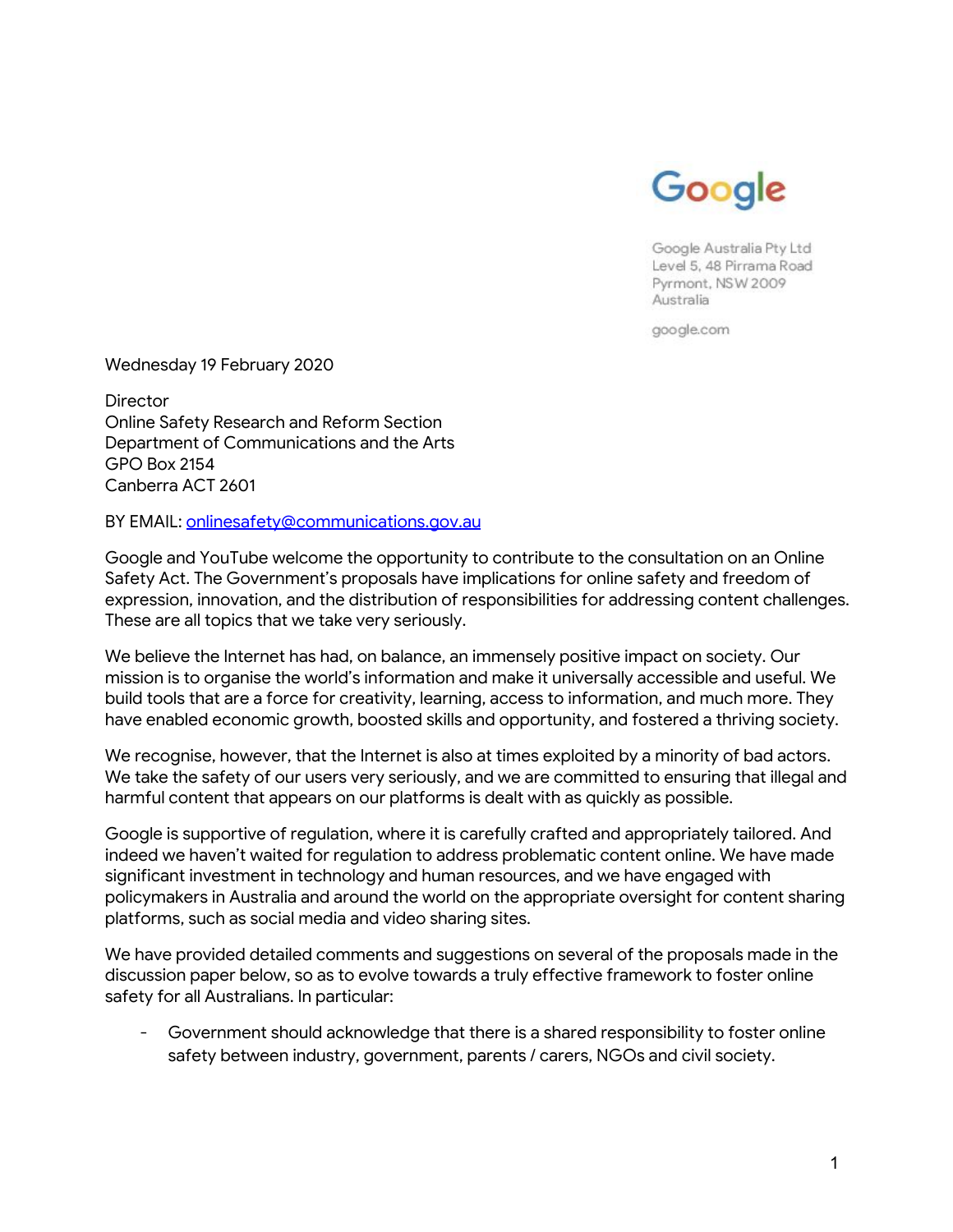Google

Google Australia Pty Ltd
Level 5, 48 Pirrama Road
Pyrmont, NSW 2009
Australia

google.com

Wednesday 19 February 2020

Director
Online Safety Research and Reform Section
Department of Communications and the Arts
GPO Box 2154
Canberra ACT 2601

BY EMAIL: onlinesafety@communications.gov.au

Google and YouTube welcome the opportunity to contribute to the consultation on an Online Safety Act. The Government's proposals have implications for online safety and freedom of expression, innovation, and the distribution of responsibilities for addressing content challenges. These are all topics that we take very seriously.

We believe the Internet has had, on balance, an immensely positive impact on society. Our mission is to organise the world's information and make it universally accessible and useful. We build tools that are a force for creativity, learning, access to information, and much more. They have enabled economic growth, boosted skills and opportunity, and fostered a thriving society.

We recognise, however, that the Internet is also at times exploited by a minority of bad actors. We take the safety of our users very seriously, and we are committed to ensuring that illegal and harmful content that appears on our platforms is dealt with as quickly as possible.

Google is supportive of regulation, where it is carefully crafted and appropriately tailored. And indeed we haven't waited for regulation to address problematic content online. We have made significant investment in technology and human resources, and we have engaged with policymakers in Australia and around the world on the appropriate oversight for content sharing platforms, such as social media and video sharing sites.

We have provided detailed comments and suggestions on several of the proposals made in the discussion paper below, so as to evolve towards a truly effective framework to foster online safety for all Australians. In particular:

- Government should acknowledge that there is a shared responsibility to foster online safety between industry, government, parents / carers, NGOs and civil society.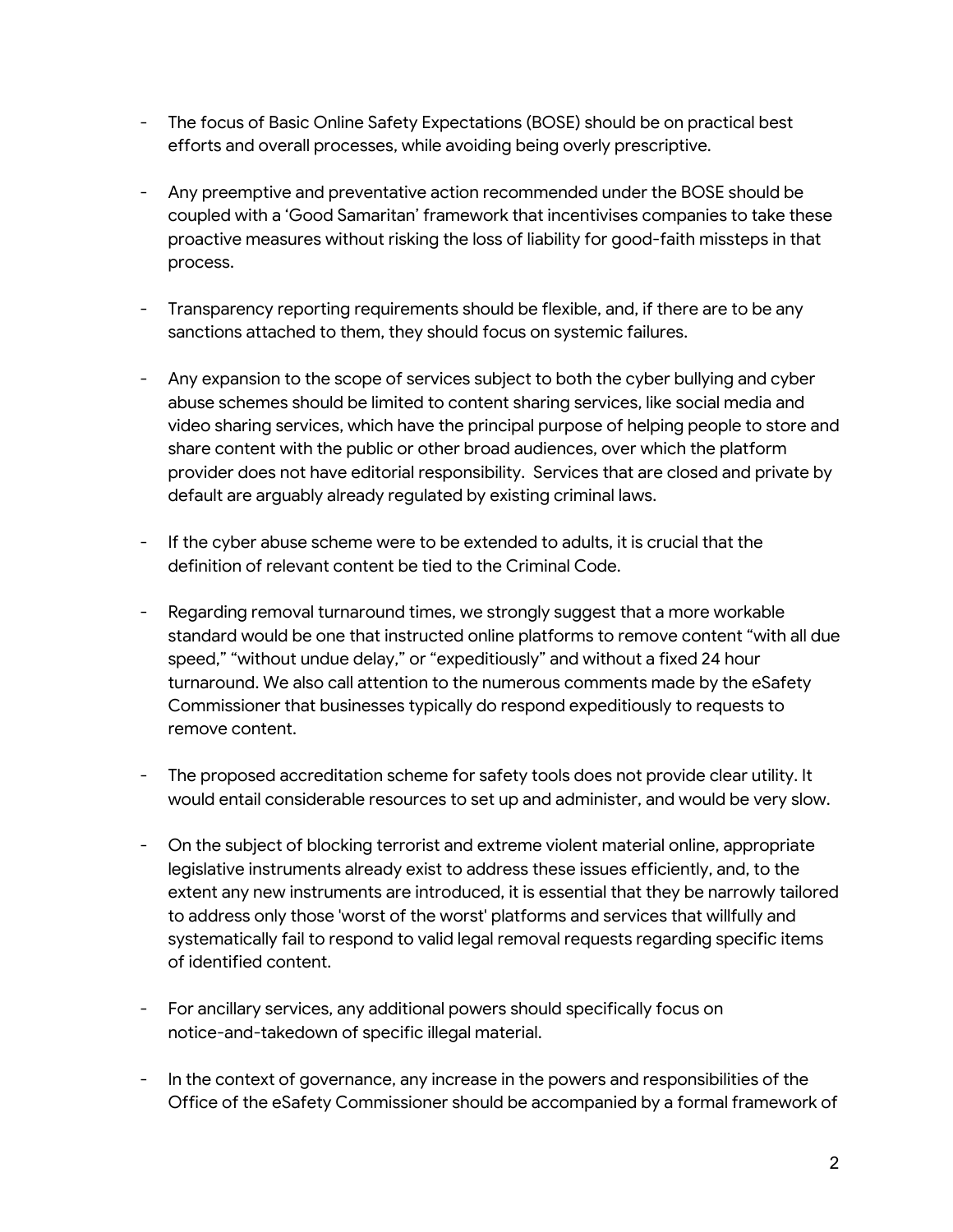- The focus of Basic Online Safety Expectations (BOSE) should be on practical best efforts and overall processes, while avoiding being overly prescriptive.

- Any preemptive and preventative action recommended under the BOSE should be coupled with a 'Good Samaritan' framework that incentivises companies to take these proactive measures without risking the loss of liability for good-faith missteps in that process.

- Transparency reporting requirements should be flexible, and, if there are to be any sanctions attached to them, they should focus on systemic failures.

- Any expansion to the scope of services subject to both the cyber bullying and cyber abuse schemes should be limited to content sharing services, like social media and video sharing services, which have the principal purpose of helping people to store and share content with the public or other broad audiences, over which the platform provider does not have editorial responsibility. Services that are closed and private by default are arguably already regulated by existing criminal laws.

- If the cyber abuse scheme were to be extended to adults, it is crucial that the definition of relevant content be tied to the Criminal Code.

- Regarding removal turnaround times, we strongly suggest that a more workable standard would be one that instructed online platforms to remove content "with all due speed," "without undue delay," or "expeditiously" and without a fixed 24 hour turnaround. We also call attention to the numerous comments made by the eSafety Commissioner that businesses typically do respond expeditiously to requests to remove content.

- The proposed accreditation scheme for safety tools does not provide clear utility. It would entail considerable resources to set up and administer, and would be very slow.

- On the subject of blocking terrorist and extreme violent material online, appropriate legislative instruments already exist to address these issues efficiently, and, to the extent any new instruments are introduced, it is essential that they be narrowly tailored to address only those 'worst of the worst' platforms and services that willfully and systematically fail to respond to valid legal removal requests regarding specific items of identified content.

- For ancillary services, any additional powers should specifically focus on notice-and-takedown of specific illegal material.

- In the context of governance, any increase in the powers and responsibilities of the Office of the eSafety Commissioner should be accompanied by a formal framework of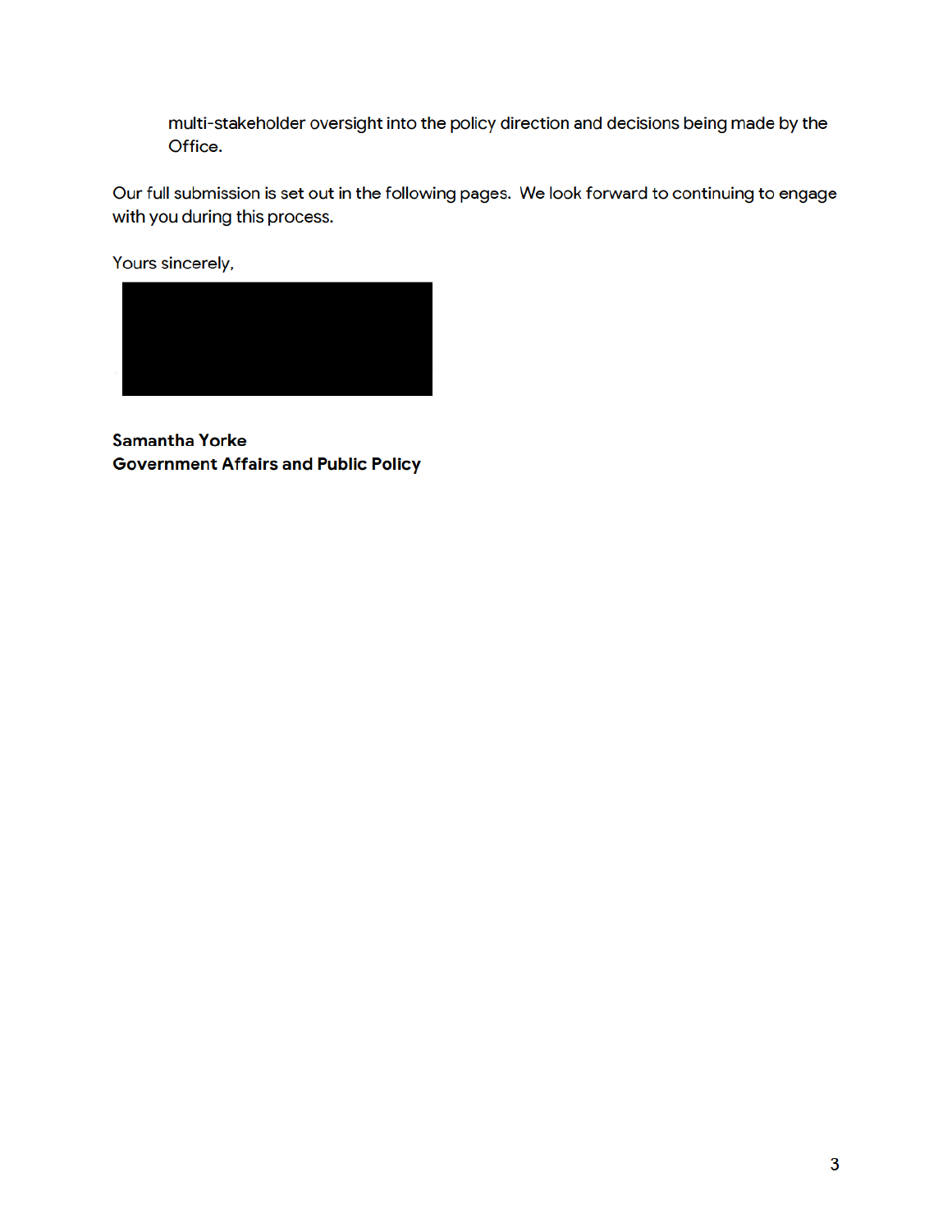multi-stakeholder oversight into the policy direction and decisions being made by the Office.

Our full submission is set out in the following pages. We look forward to continuing to engage with you during this process.

Yours sincerely,

**Samantha Yorke**
**Government Affairs and Public Policy**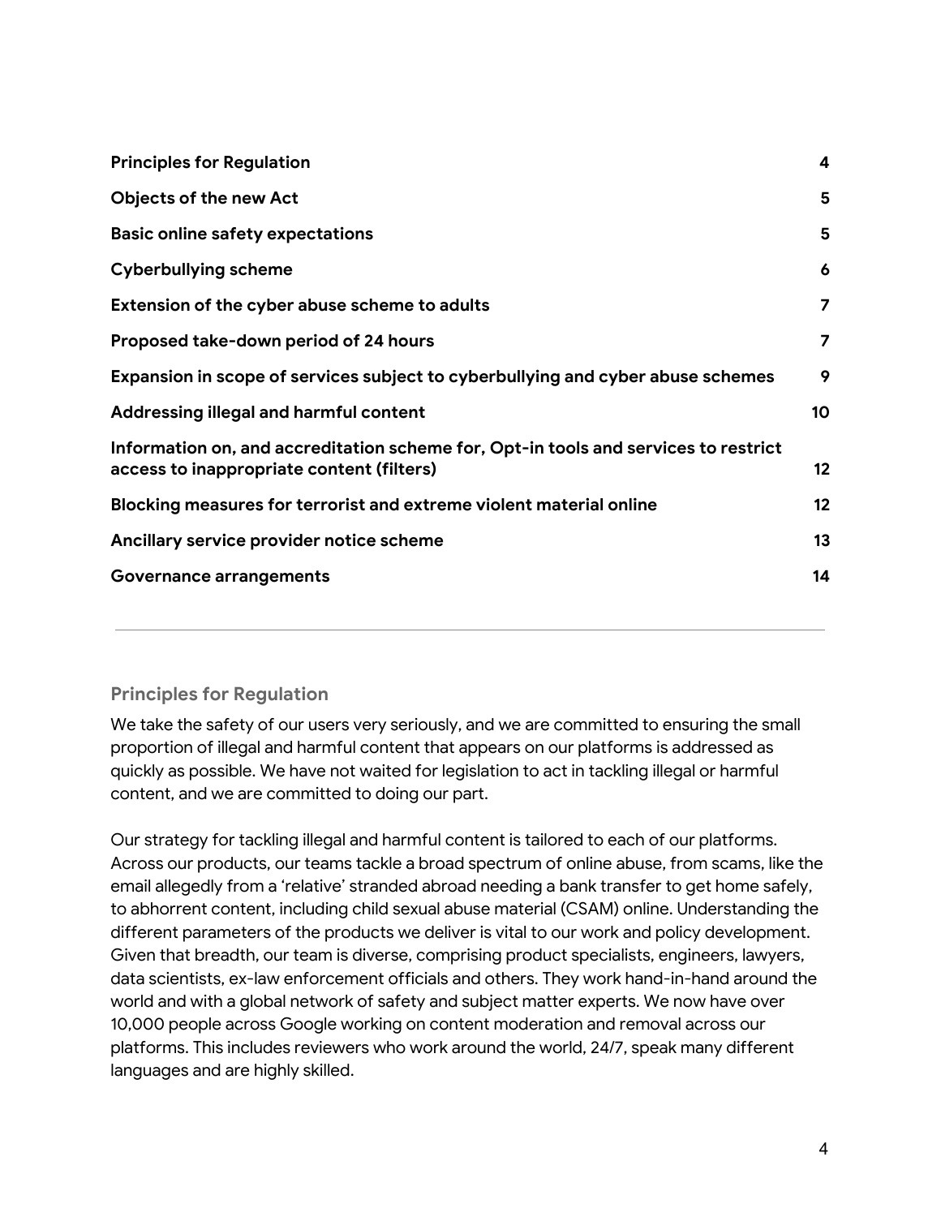| | |
|---|---|
| **Principles for Regulation** | **4** |
| **Objects of the new Act** | **5** |
| **Basic online safety expectations** | **5** |
| **Cyberbullying scheme** | **6** |
| **Extension of the cyber abuse scheme to adults** | **7** |
| **Proposed take-down period of 24 hours** | **7** |
| **Expansion in scope of services subject to cyberbullying and cyber abuse schemes** | **9** |
| **Addressing illegal and harmful content** | **10** |
| **Information on, and accreditation scheme for, Opt-in tools and services to restrict access to inappropriate content (filters)** | **12** |
| **Blocking measures for terrorist and extreme violent material online** | **12** |
| **Ancillary service provider notice scheme** | **13** |
| **Governance arrangements** | **14** |

---

## Principles for Regulation

We take the safety of our users very seriously, and we are committed to ensuring the small proportion of illegal and harmful content that appears on our platforms is addressed as quickly as possible. We have not waited for legislation to act in tackling illegal or harmful content, and we are committed to doing our part.

Our strategy for tackling illegal and harmful content is tailored to each of our platforms. Across our products, our teams tackle a broad spectrum of online abuse, from scams, like the email allegedly from a 'relative' stranded abroad needing a bank transfer to get home safely, to abhorrent content, including child sexual abuse material (CSAM) online. Understanding the different parameters of the products we deliver is vital to our work and policy development. Given that breadth, our team is diverse, comprising product specialists, engineers, lawyers, data scientists, ex-law enforcement officials and others. They work hand-in-hand around the world and with a global network of safety and subject matter experts. We now have over 10,000 people across Google working on content moderation and removal across our platforms. This includes reviewers who work around the world, 24/7, speak many different languages and are highly skilled.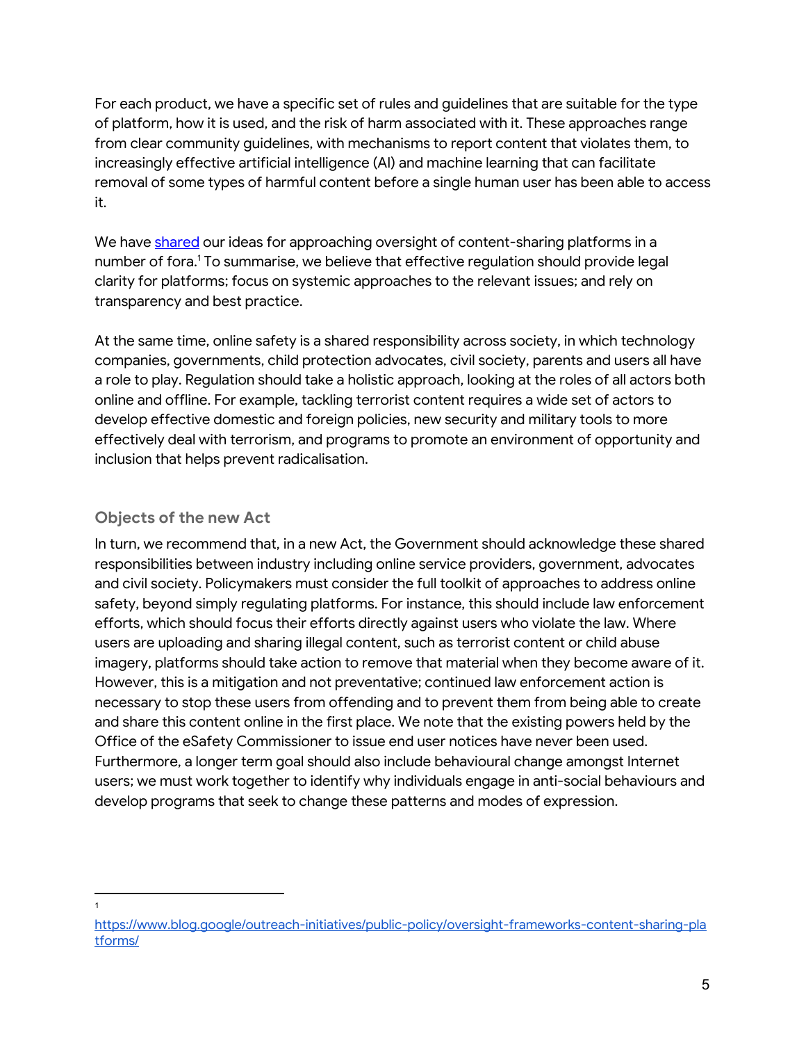For each product, we have a specific set of rules and guidelines that are suitable for the type of platform, how it is used, and the risk of harm associated with it. These approaches range from clear community guidelines, with mechanisms to report content that violates them, to increasingly effective artificial intelligence (AI) and machine learning that can facilitate removal of some types of harmful content before a single human user has been able to access it.

We have shared our ideas for approaching oversight of content-sharing platforms in a number of fora.[1] To summarise, we believe that effective regulation should provide legal clarity for platforms; focus on systemic approaches to the relevant issues; and rely on transparency and best practice.

At the same time, online safety is a shared responsibility across society, in which technology companies, governments, child protection advocates, civil society, parents and users all have a role to play. Regulation should take a holistic approach, looking at the roles of all actors both online and offline. For example, tackling terrorist content requires a wide set of actors to develop effective domestic and foreign policies, new security and military tools to more effectively deal with terrorism, and programs to promote an environment of opportunity and inclusion that helps prevent radicalisation.

### Objects of the new Act

In turn, we recommend that, in a new Act, the Government should acknowledge these shared responsibilities between industry including online service providers, government, advocates and civil society. Policymakers must consider the full toolkit of approaches to address online safety, beyond simply regulating platforms. For instance, this should include law enforcement efforts, which should focus their efforts directly against users who violate the law. Where users are uploading and sharing illegal content, such as terrorist content or child abuse imagery, platforms should take action to remove that material when they become aware of it. However, this is a mitigation and not preventative; continued law enforcement action is necessary to stop these users from offending and to prevent them from being able to create and share this content online in the first place. We note that the existing powers held by the Office of the eSafety Commissioner to issue end user notices have never been used. Furthermore, a longer term goal should also include behavioural change amongst Internet users; we must work together to identify why individuals engage in anti-social behaviours and develop programs that seek to change these patterns and modes of expression.

---

[1] https://www.blog.google/outreach-initiatives/public-policy/oversight-frameworks-content-sharing-platforms/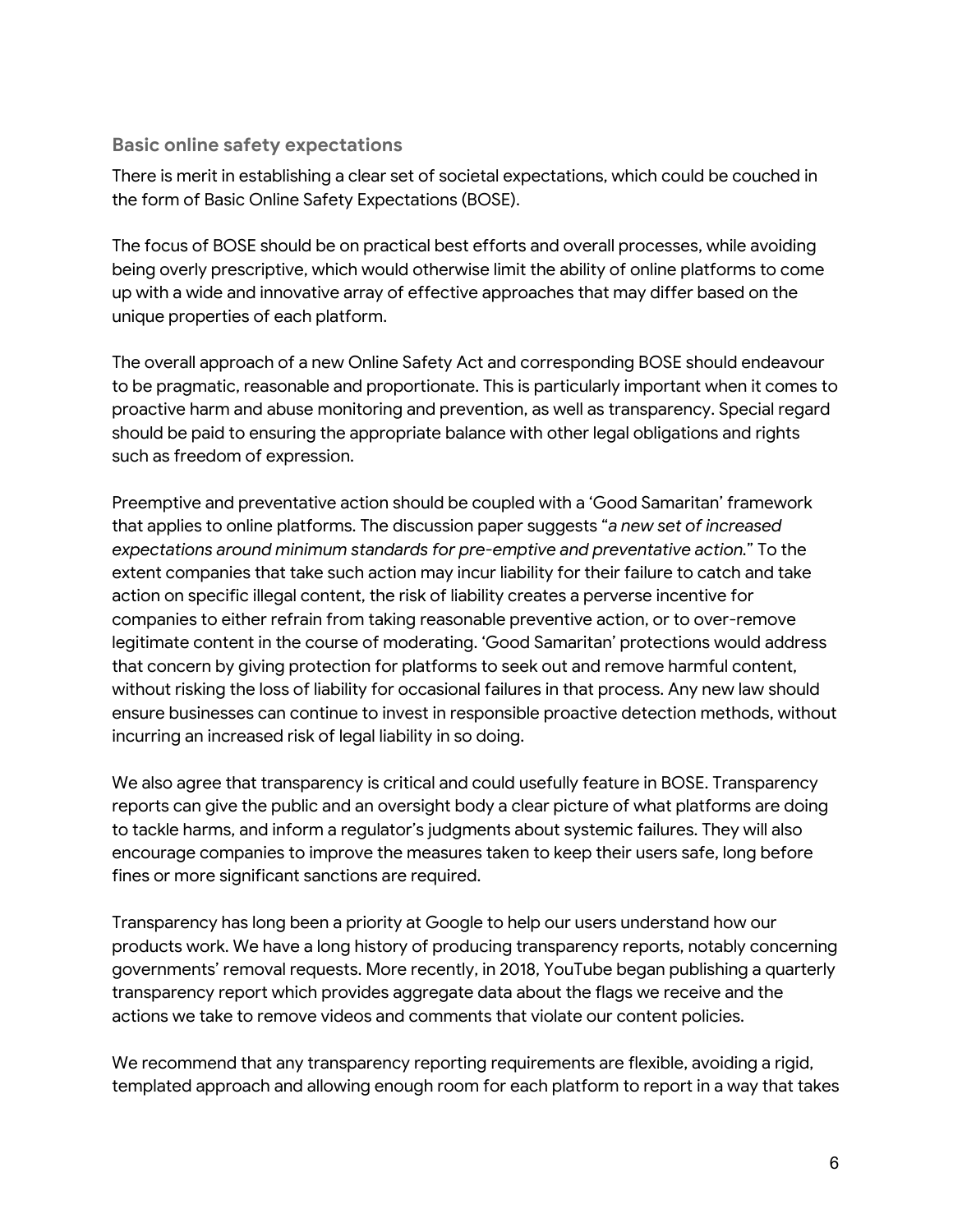### Basic online safety expectations

There is merit in establishing a clear set of societal expectations, which could be couched in the form of Basic Online Safety Expectations (BOSE).

The focus of BOSE should be on practical best efforts and overall processes, while avoiding being overly prescriptive, which would otherwise limit the ability of online platforms to come up with a wide and innovative array of effective approaches that may differ based on the unique properties of each platform.

The overall approach of a new Online Safety Act and corresponding BOSE should endeavour to be pragmatic, reasonable and proportionate. This is particularly important when it comes to proactive harm and abuse monitoring and prevention, as well as transparency. Special regard should be paid to ensuring the appropriate balance with other legal obligations and rights such as freedom of expression.

Preemptive and preventative action should be coupled with a 'Good Samaritan' framework that applies to online platforms. The discussion paper suggests "*a new set of increased expectations around minimum standards for pre-emptive and preventative action.*" To the extent companies that take such action may incur liability for their failure to catch and take action on specific illegal content, the risk of liability creates a perverse incentive for companies to either refrain from taking reasonable preventive action, or to over-remove legitimate content in the course of moderating. 'Good Samaritan' protections would address that concern by giving protection for platforms to seek out and remove harmful content, without risking the loss of liability for occasional failures in that process. Any new law should ensure businesses can continue to invest in responsible proactive detection methods, without incurring an increased risk of legal liability in so doing.

We also agree that transparency is critical and could usefully feature in BOSE. Transparency reports can give the public and an oversight body a clear picture of what platforms are doing to tackle harms, and inform a regulator's judgments about systemic failures. They will also encourage companies to improve the measures taken to keep their users safe, long before fines or more significant sanctions are required.

Transparency has long been a priority at Google to help our users understand how our products work. We have a long history of producing transparency reports, notably concerning governments' removal requests. More recently, in 2018, YouTube began publishing a quarterly transparency report which provides aggregate data about the flags we receive and the actions we take to remove videos and comments that violate our content policies.

We recommend that any transparency reporting requirements are flexible, avoiding a rigid, templated approach and allowing enough room for each platform to report in a way that takes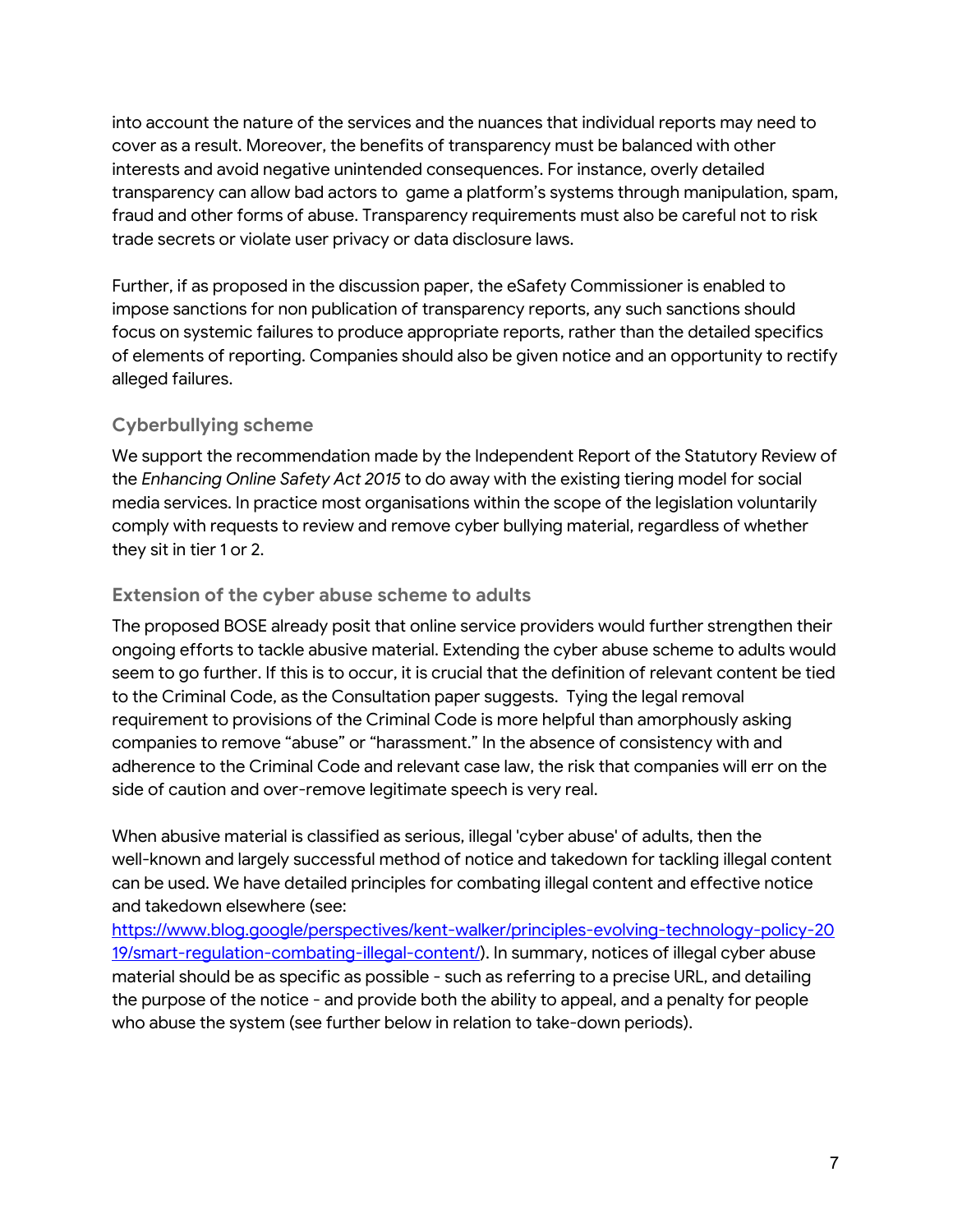into account the nature of the services and the nuances that individual reports may need to cover as a result. Moreover, the benefits of transparency must be balanced with other interests and avoid negative unintended consequences. For instance, overly detailed transparency can allow bad actors to game a platform's systems through manipulation, spam, fraud and other forms of abuse. Transparency requirements must also be careful not to risk trade secrets or violate user privacy or data disclosure laws.

Further, if as proposed in the discussion paper, the eSafety Commissioner is enabled to impose sanctions for non publication of transparency reports, any such sanctions should focus on systemic failures to produce appropriate reports, rather than the detailed specifics of elements of reporting. Companies should also be given notice and an opportunity to rectify alleged failures.

### Cyberbullying scheme

We support the recommendation made by the Independent Report of the Statutory Review of the *Enhancing Online Safety Act 2015* to do away with the existing tiering model for social media services. In practice most organisations within the scope of the legislation voluntarily comply with requests to review and remove cyber bullying material, regardless of whether they sit in tier 1 or 2.

### Extension of the cyber abuse scheme to adults

The proposed BOSE already posit that online service providers would further strengthen their ongoing efforts to tackle abusive material. Extending the cyber abuse scheme to adults would seem to go further. If this is to occur, it is crucial that the definition of relevant content be tied to the Criminal Code, as the Consultation paper suggests. Tying the legal removal requirement to provisions of the Criminal Code is more helpful than amorphously asking companies to remove "abuse" or "harassment." In the absence of consistency with and adherence to the Criminal Code and relevant case law, the risk that companies will err on the side of caution and over-remove legitimate speech is very real.

When abusive material is classified as serious, illegal 'cyber abuse' of adults, then the well-known and largely successful method of notice and takedown for tackling illegal content can be used. We have detailed principles for combating illegal content and effective notice and takedown elsewhere (see: [https://www.blog.google/perspectives/kent-walker/principles-evolving-technology-policy-2019/smart-regulation-combating-illegal-content/](https://www.blog.google/perspectives/kent-walker/principles-evolving-technology-policy-2019/smart-regulation-combating-illegal-content/)). In summary, notices of illegal cyber abuse material should be as specific as possible - such as referring to a precise URL, and detailing the purpose of the notice - and provide both the ability to appeal, and a penalty for people who abuse the system (see further below in relation to take-down periods).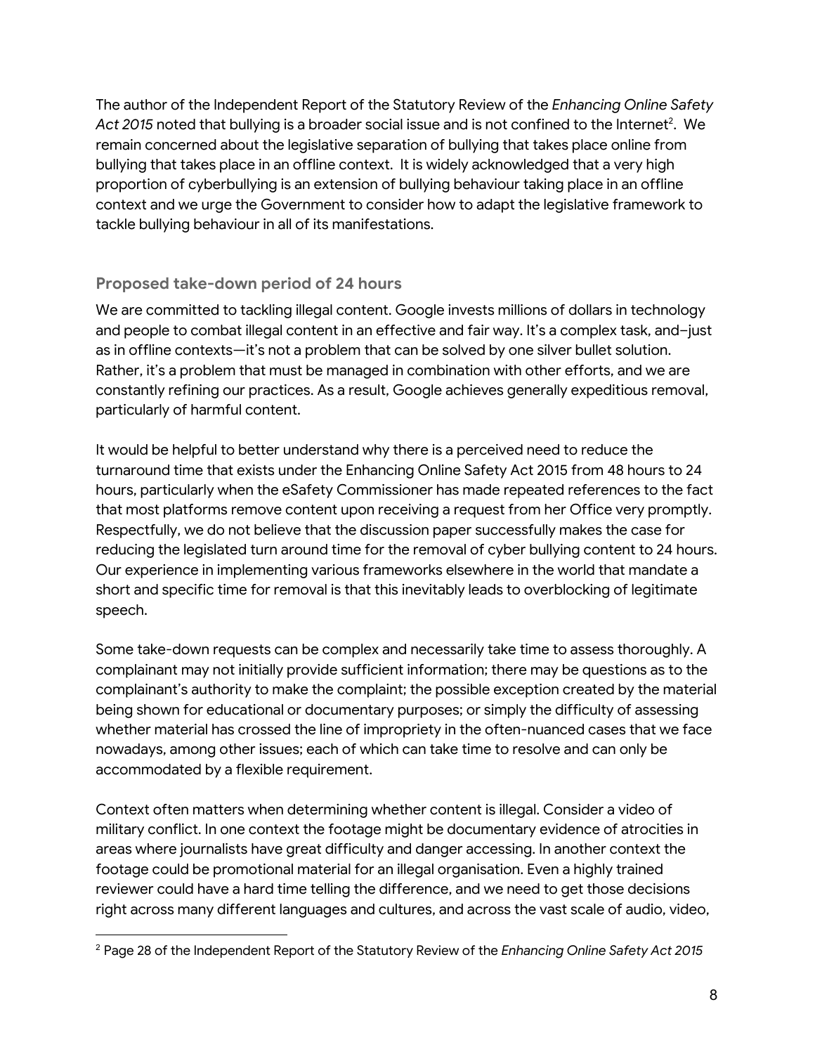The author of the Independent Report of the Statutory Review of the *Enhancing Online Safety Act 2015* noted that bullying is a broader social issue and is not confined to the Internet[2]. We remain concerned about the legislative separation of bullying that takes place online from bullying that takes place in an offline context. It is widely acknowledged that a very high proportion of cyberbullying is an extension of bullying behaviour taking place in an offline context and we urge the Government to consider how to adapt the legislative framework to tackle bullying behaviour in all of its manifestations.

### Proposed take-down period of 24 hours

We are committed to tackling illegal content. Google invests millions of dollars in technology and people to combat illegal content in an effective and fair way. It's a complex task, and–just as in offline contexts—it's not a problem that can be solved by one silver bullet solution. Rather, it's a problem that must be managed in combination with other efforts, and we are constantly refining our practices. As a result, Google achieves generally expeditious removal, particularly of harmful content.

It would be helpful to better understand why there is a perceived need to reduce the turnaround time that exists under the Enhancing Online Safety Act 2015 from 48 hours to 24 hours, particularly when the eSafety Commissioner has made repeated references to the fact that most platforms remove content upon receiving a request from her Office very promptly. Respectfully, we do not believe that the discussion paper successfully makes the case for reducing the legislated turn around time for the removal of cyber bullying content to 24 hours. Our experience in implementing various frameworks elsewhere in the world that mandate a short and specific time for removal is that this inevitably leads to overblocking of legitimate speech.

Some take-down requests can be complex and necessarily take time to assess thoroughly. A complainant may not initially provide sufficient information; there may be questions as to the complainant's authority to make the complaint; the possible exception created by the material being shown for educational or documentary purposes; or simply the difficulty of assessing whether material has crossed the line of impropriety in the often-nuanced cases that we face nowadays, among other issues; each of which can take time to resolve and can only be accommodated by a flexible requirement.

Context often matters when determining whether content is illegal. Consider a video of military conflict. In one context the footage might be documentary evidence of atrocities in areas where journalists have great difficulty and danger accessing. In another context the footage could be promotional material for an illegal organisation. Even a highly trained reviewer could have a hard time telling the difference, and we need to get those decisions right across many different languages and cultures, and across the vast scale of audio, video,

[2] Page 28 of the Independent Report of the Statutory Review of the *Enhancing Online Safety Act 2015*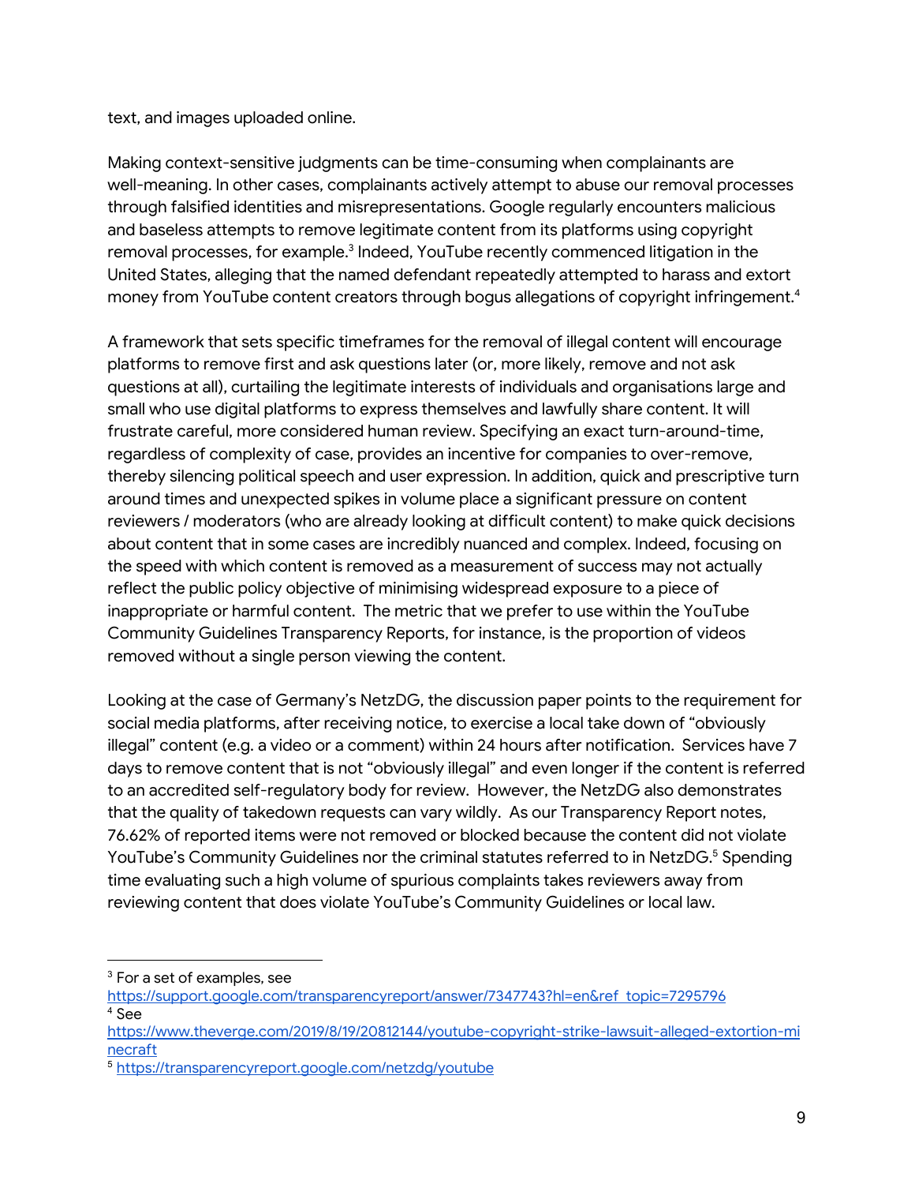text, and images uploaded online.

Making context-sensitive judgments can be time-consuming when complainants are well-meaning. In other cases, complainants actively attempt to abuse our removal processes through falsified identities and misrepresentations. Google regularly encounters malicious and baseless attempts to remove legitimate content from its platforms using copyright removal processes, for example.[3] Indeed, YouTube recently commenced litigation in the United States, alleging that the named defendant repeatedly attempted to harass and extort money from YouTube content creators through bogus allegations of copyright infringement.[4]

A framework that sets specific timeframes for the removal of illegal content will encourage platforms to remove first and ask questions later (or, more likely, remove and not ask questions at all), curtailing the legitimate interests of individuals and organisations large and small who use digital platforms to express themselves and lawfully share content. It will frustrate careful, more considered human review. Specifying an exact turn-around-time, regardless of complexity of case, provides an incentive for companies to over-remove, thereby silencing political speech and user expression. In addition, quick and prescriptive turn around times and unexpected spikes in volume place a significant pressure on content reviewers / moderators (who are already looking at difficult content) to make quick decisions about content that in some cases are incredibly nuanced and complex. Indeed, focusing on the speed with which content is removed as a measurement of success may not actually reflect the public policy objective of minimising widespread exposure to a piece of inappropriate or harmful content. The metric that we prefer to use within the YouTube Community Guidelines Transparency Reports, for instance, is the proportion of videos removed without a single person viewing the content.

Looking at the case of Germany's NetzDG, the discussion paper points to the requirement for social media platforms, after receiving notice, to exercise a local take down of "obviously illegal" content (e.g. a video or a comment) within 24 hours after notification. Services have 7 days to remove content that is not "obviously illegal" and even longer if the content is referred to an accredited self-regulatory body for review. However, the NetzDG also demonstrates that the quality of takedown requests can vary wildly. As our Transparency Report notes, 76.62% of reported items were not removed or blocked because the content did not violate YouTube's Community Guidelines nor the criminal statutes referred to in NetzDG.[5] Spending time evaluating such a high volume of spurious complaints takes reviewers away from reviewing content that does violate YouTube's Community Guidelines or local law.

---

[3] For a set of examples, see https://support.google.com/transparencyreport/answer/7347743?hl=en&ref_topic=7295796

[4] See https://www.theverge.com/2019/8/19/20812144/youtube-copyright-strike-lawsuit-alleged-extortion-minecraft

[5] https://transparencyreport.google.com/netzdg/youtube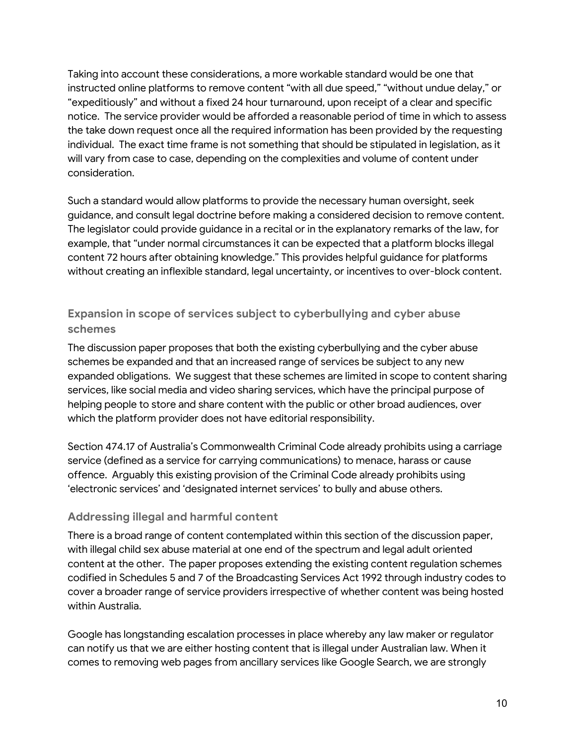Taking into account these considerations, a more workable standard would be one that instructed online platforms to remove content "with all due speed," "without undue delay," or "expeditiously" and without a fixed 24 hour turnaround, upon receipt of a clear and specific notice. The service provider would be afforded a reasonable period of time in which to assess the take down request once all the required information has been provided by the requesting individual. The exact time frame is not something that should be stipulated in legislation, as it will vary from case to case, depending on the complexities and volume of content under consideration.

Such a standard would allow platforms to provide the necessary human oversight, seek guidance, and consult legal doctrine before making a considered decision to remove content. The legislator could provide guidance in a recital or in the explanatory remarks of the law, for example, that "under normal circumstances it can be expected that a platform blocks illegal content 72 hours after obtaining knowledge." This provides helpful guidance for platforms without creating an inflexible standard, legal uncertainty, or incentives to over-block content.

### Expansion in scope of services subject to cyberbullying and cyber abuse schemes

The discussion paper proposes that both the existing cyberbullying and the cyber abuse schemes be expanded and that an increased range of services be subject to any new expanded obligations. We suggest that these schemes are limited in scope to content sharing services, like social media and video sharing services, which have the principal purpose of helping people to store and share content with the public or other broad audiences, over which the platform provider does not have editorial responsibility.

Section 474.17 of Australia's Commonwealth Criminal Code already prohibits using a carriage service (defined as a service for carrying communications) to menace, harass or cause offence. Arguably this existing provision of the Criminal Code already prohibits using 'electronic services' and 'designated internet services' to bully and abuse others.

### Addressing illegal and harmful content

There is a broad range of content contemplated within this section of the discussion paper, with illegal child sex abuse material at one end of the spectrum and legal adult oriented content at the other. The paper proposes extending the existing content regulation schemes codified in Schedules 5 and 7 of the Broadcasting Services Act 1992 through industry codes to cover a broader range of service providers irrespective of whether content was being hosted within Australia.

Google has longstanding escalation processes in place whereby any law maker or regulator can notify us that we are either hosting content that is illegal under Australian law. When it comes to removing web pages from ancillary services like Google Search, we are strongly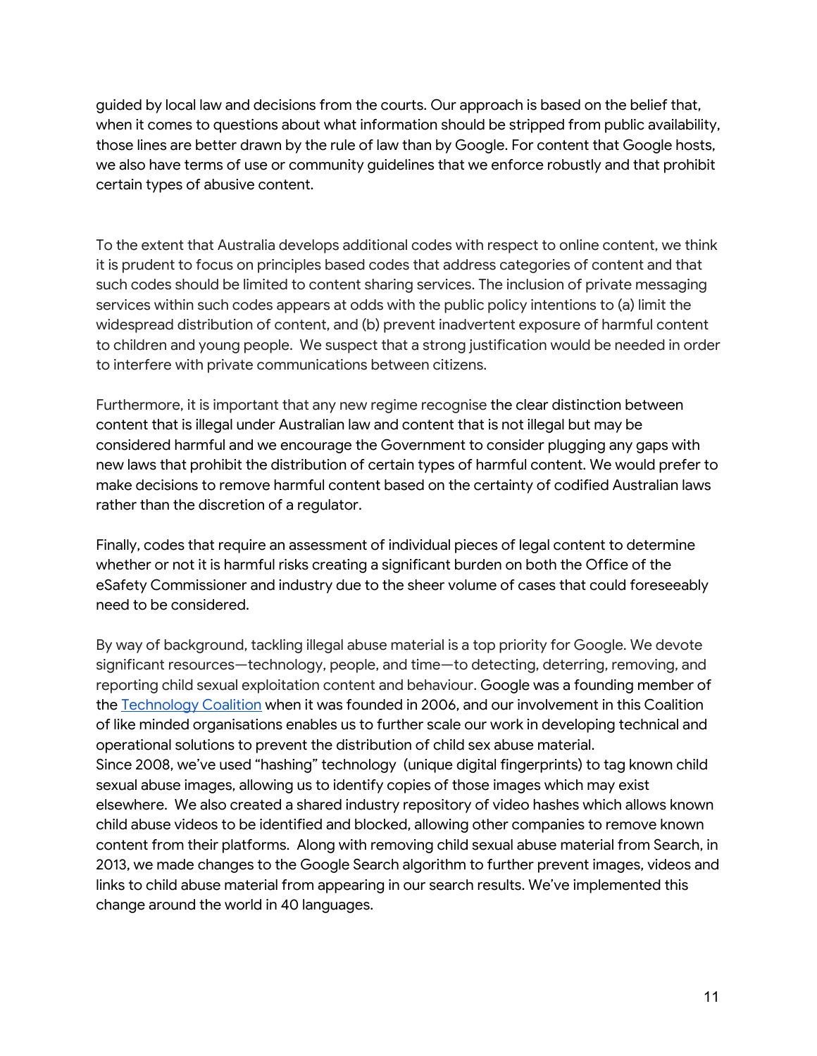guided by local law and decisions from the courts. Our approach is based on the belief that, when it comes to questions about what information should be stripped from public availability, those lines are better drawn by the rule of law than by Google. For content that Google hosts, we also have terms of use or community guidelines that we enforce robustly and that prohibit certain types of abusive content.

To the extent that Australia develops additional codes with respect to online content, we think it is prudent to focus on principles based codes that address categories of content and that such codes should be limited to content sharing services. The inclusion of private messaging services within such codes appears at odds with the public policy intentions to (a) limit the widespread distribution of content, and (b) prevent inadvertent exposure of harmful content to children and young people. We suspect that a strong justification would be needed in order to interfere with private communications between citizens.

Furthermore, it is important that any new regime recognise the clear distinction between content that is illegal under Australian law and content that is not illegal but may be considered harmful and we encourage the Government to consider plugging any gaps with new laws that prohibit the distribution of certain types of harmful content. We would prefer to make decisions to remove harmful content based on the certainty of codified Australian laws rather than the discretion of a regulator.

Finally, codes that require an assessment of individual pieces of legal content to determine whether or not it is harmful risks creating a significant burden on both the Office of the eSafety Commissioner and industry due to the sheer volume of cases that could foreseeably need to be considered.

By way of background, tackling illegal abuse material is a top priority for Google. We devote significant resources—technology, people, and time—to detecting, deterring, removing, and reporting child sexual exploitation content and behaviour. Google was a founding member of the [Technology Coalition](https://www.technologycoalition.org/) when it was founded in 2006, and our involvement in this Coalition of like minded organisations enables us to further scale our work in developing technical and operational solutions to prevent the distribution of child sex abuse material.

Since 2008, we've used "hashing" technology (unique digital fingerprints) to tag known child sexual abuse images, allowing us to identify copies of those images which may exist elsewhere. We also created a shared industry repository of video hashes which allows known child abuse videos to be identified and blocked, allowing other companies to remove known content from their platforms. Along with removing child sexual abuse material from Search, in 2013, we made changes to the Google Search algorithm to further prevent images, videos and links to child abuse material from appearing in our search results. We've implemented this change around the world in 40 languages.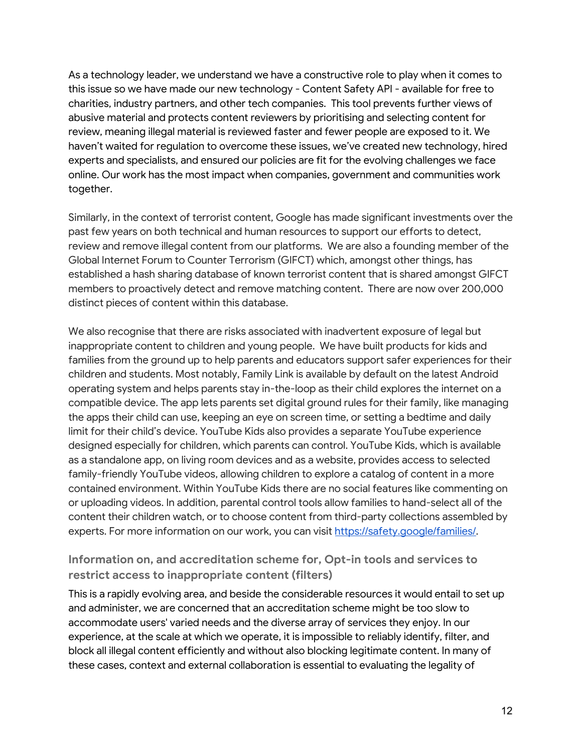As a technology leader, we understand we have a constructive role to play when it comes to this issue so we have made our new technology - Content Safety API - available for free to charities, industry partners, and other tech companies.  This tool prevents further views of abusive material and protects content reviewers by prioritising and selecting content for review, meaning illegal material is reviewed faster and fewer people are exposed to it. We haven't waited for regulation to overcome these issues, we've created new technology, hired experts and specialists, and ensured our policies are fit for the evolving challenges we face online. Our work has the most impact when companies, government and communities work together.

Similarly, in the context of terrorist content, Google has made significant investments over the past few years on both technical and human resources to support our efforts to detect, review and remove illegal content from our platforms.  We are also a founding member of the Global Internet Forum to Counter Terrorism (GIFCT) which, amongst other things, has established a hash sharing database of known terrorist content that is shared amongst GIFCT members to proactively detect and remove matching content.  There are now over 200,000 distinct pieces of content within this database.

We also recognise that there are risks associated with inadvertent exposure of legal but inappropriate content to children and young people.  We have built products for kids and families from the ground up to help parents and educators support safer experiences for their children and students. Most notably, Family Link is available by default on the latest Android operating system and helps parents stay in-the-loop as their child explores the internet on a compatible device. The app lets parents set digital ground rules for their family, like managing the apps their child can use, keeping an eye on screen time, or setting a bedtime and daily limit for their child's device. YouTube Kids also provides a separate YouTube experience designed especially for children, which parents can control. YouTube Kids, which is available as a standalone app, on living room devices and as a website, provides access to selected family-friendly YouTube videos, allowing children to explore a catalog of content in a more contained environment. Within YouTube Kids there are no social features like commenting on or uploading videos. In addition, parental control tools allow families to hand-select all of the content their children watch, or to choose content from third-party collections assembled by experts. For more information on our work, you can visit [https://safety.google/families/](https://safety.google/families/).

### Information on, and accreditation scheme for, Opt-in tools and services to restrict access to inappropriate content (filters)

This is a rapidly evolving area, and beside the considerable resources it would entail to set up and administer, we are concerned that an accreditation scheme might be too slow to accommodate users' varied needs and the diverse array of services they enjoy. In our experience, at the scale at which we operate, it is impossible to reliably identify, filter, and block all illegal content efficiently and without also blocking legitimate content. In many of these cases, context and external collaboration is essential to evaluating the legality of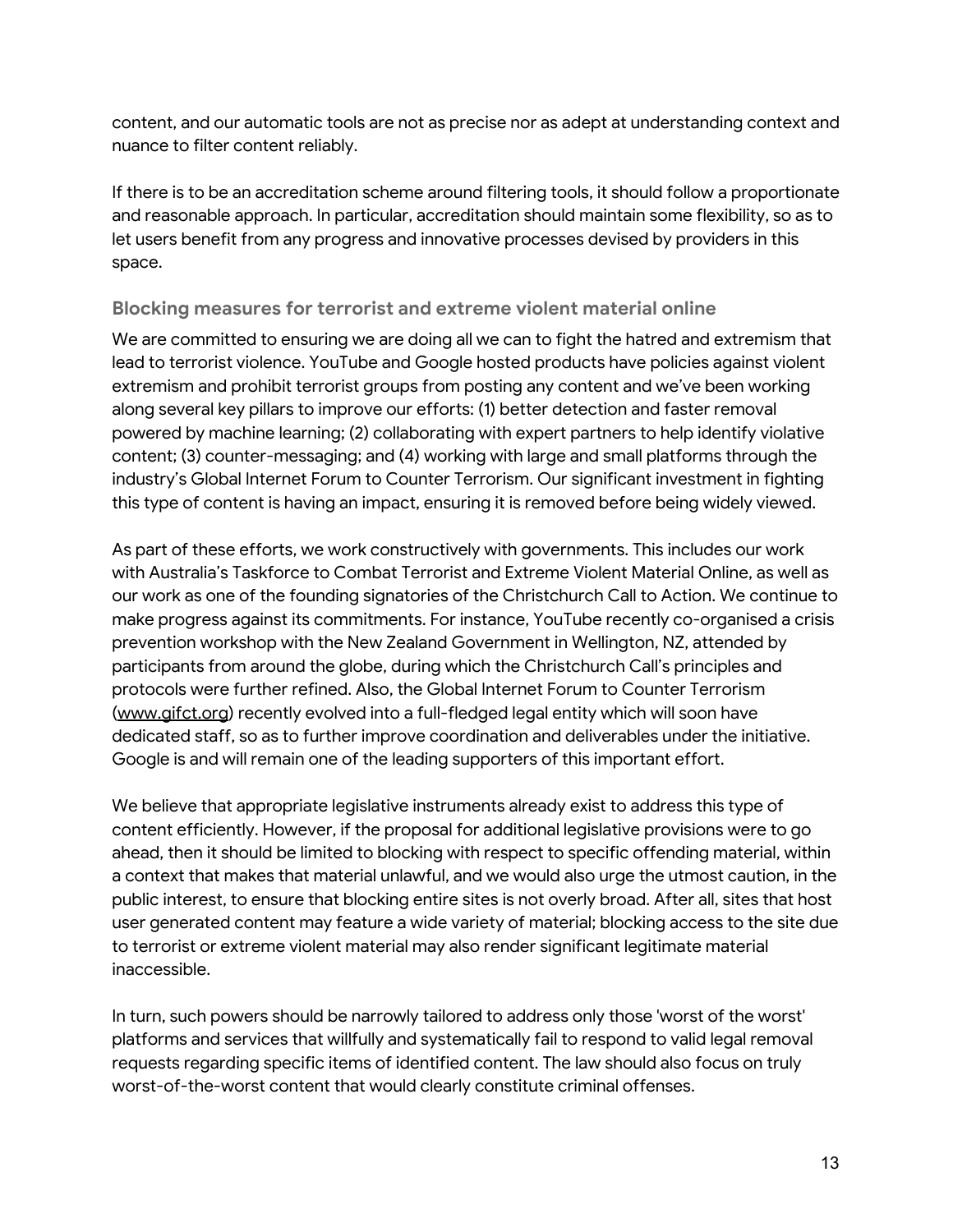content, and our automatic tools are not as precise nor as adept at understanding context and nuance to filter content reliably.

If there is to be an accreditation scheme around filtering tools, it should follow a proportionate and reasonable approach. In particular, accreditation should maintain some flexibility, so as to let users benefit from any progress and innovative processes devised by providers in this space.

### Blocking measures for terrorist and extreme violent material online

We are committed to ensuring we are doing all we can to fight the hatred and extremism that lead to terrorist violence. YouTube and Google hosted products have policies against violent extremism and prohibit terrorist groups from posting any content and we've been working along several key pillars to improve our efforts: (1) better detection and faster removal powered by machine learning; (2) collaborating with expert partners to help identify violative content; (3) counter-messaging; and (4) working with large and small platforms through the industry's Global Internet Forum to Counter Terrorism. Our significant investment in fighting this type of content is having an impact, ensuring it is removed before being widely viewed.

As part of these efforts, we work constructively with governments. This includes our work with Australia's Taskforce to Combat Terrorist and Extreme Violent Material Online, as well as our work as one of the founding signatories of the Christchurch Call to Action. We continue to make progress against its commitments. For instance, YouTube recently co-organised a crisis prevention workshop with the New Zealand Government in Wellington, NZ, attended by participants from around the globe, during which the Christchurch Call's principles and protocols were further refined. Also, the Global Internet Forum to Counter Terrorism ([www.gifct.org](http://www.gifct.org)) recently evolved into a full-fledged legal entity which will soon have dedicated staff, so as to further improve coordination and deliverables under the initiative. Google is and will remain one of the leading supporters of this important effort.

We believe that appropriate legislative instruments already exist to address this type of content efficiently. However, if the proposal for additional legislative provisions were to go ahead, then it should be limited to blocking with respect to specific offending material, within a context that makes that material unlawful, and we would also urge the utmost caution, in the public interest, to ensure that blocking entire sites is not overly broad. After all, sites that host user generated content may feature a wide variety of material; blocking access to the site due to terrorist or extreme violent material may also render significant legitimate material inaccessible.

In turn, such powers should be narrowly tailored to address only those 'worst of the worst' platforms and services that willfully and systematically fail to respond to valid legal removal requests regarding specific items of identified content. The law should also focus on truly worst-of-the-worst content that would clearly constitute criminal offenses.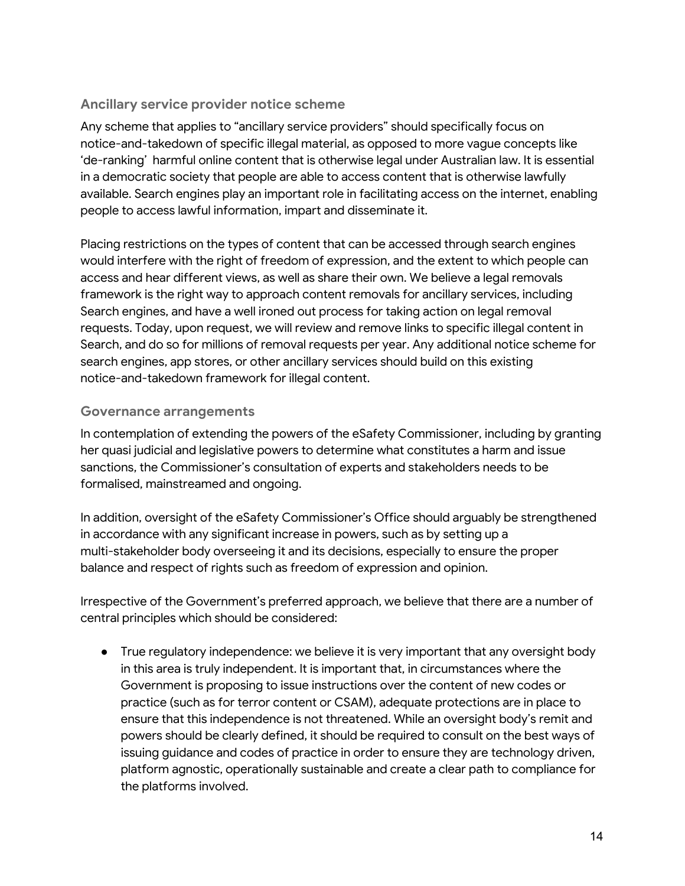### Ancillary service provider notice scheme

Any scheme that applies to "ancillary service providers" should specifically focus on notice-and-takedown of specific illegal material, as opposed to more vague concepts like 'de-ranking' harmful online content that is otherwise legal under Australian law. It is essential in a democratic society that people are able to access content that is otherwise lawfully available. Search engines play an important role in facilitating access on the internet, enabling people to access lawful information, impart and disseminate it.

Placing restrictions on the types of content that can be accessed through search engines would interfere with the right of freedom of expression, and the extent to which people can access and hear different views, as well as share their own. We believe a legal removals framework is the right way to approach content removals for ancillary services, including Search engines, and have a well ironed out process for taking action on legal removal requests. Today, upon request, we will review and remove links to specific illegal content in Search, and do so for millions of removal requests per year. Any additional notice scheme for search engines, app stores, or other ancillary services should build on this existing notice-and-takedown framework for illegal content.

### Governance arrangements

In contemplation of extending the powers of the eSafety Commissioner, including by granting her quasi judicial and legislative powers to determine what constitutes a harm and issue sanctions, the Commissioner's consultation of experts and stakeholders needs to be formalised, mainstreamed and ongoing.

In addition, oversight of the eSafety Commissioner's Office should arguably be strengthened in accordance with any significant increase in powers, such as by setting up a multi-stakeholder body overseeing it and its decisions, especially to ensure the proper balance and respect of rights such as freedom of expression and opinion.

Irrespective of the Government's preferred approach, we believe that there are a number of central principles which should be considered:

- True regulatory independence: we believe it is very important that any oversight body in this area is truly independent. It is important that, in circumstances where the Government is proposing to issue instructions over the content of new codes or practice (such as for terror content or CSAM), adequate protections are in place to ensure that this independence is not threatened. While an oversight body's remit and powers should be clearly defined, it should be required to consult on the best ways of issuing guidance and codes of practice in order to ensure they are technology driven, platform agnostic, operationally sustainable and create a clear path to compliance for the platforms involved.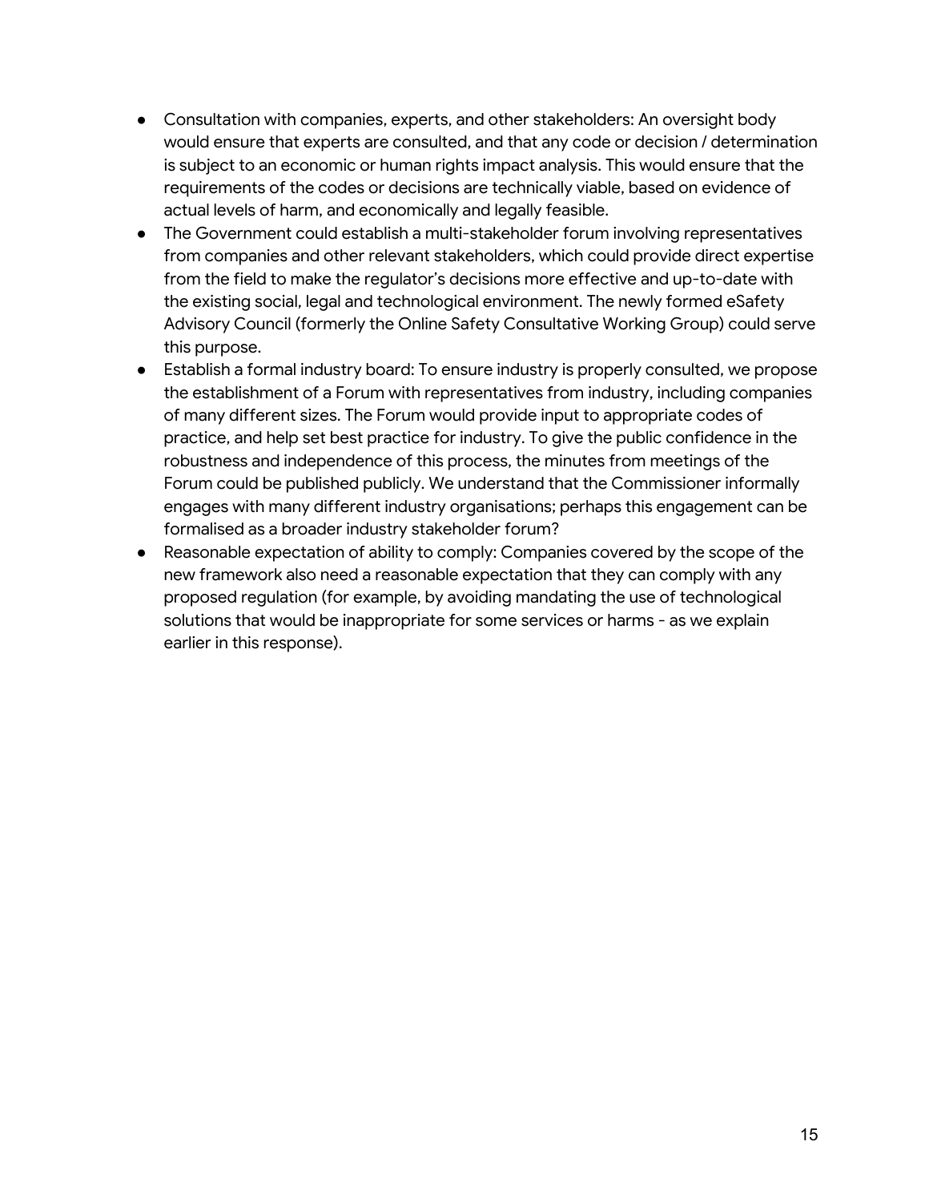- Consultation with companies, experts, and other stakeholders: An oversight body would ensure that experts are consulted, and that any code or decision / determination is subject to an economic or human rights impact analysis. This would ensure that the requirements of the codes or decisions are technically viable, based on evidence of actual levels of harm, and economically and legally feasible.
- The Government could establish a multi-stakeholder forum involving representatives from companies and other relevant stakeholders, which could provide direct expertise from the field to make the regulator's decisions more effective and up-to-date with the existing social, legal and technological environment. The newly formed eSafety Advisory Council (formerly the Online Safety Consultative Working Group) could serve this purpose.
- Establish a formal industry board: To ensure industry is properly consulted, we propose the establishment of a Forum with representatives from industry, including companies of many different sizes. The Forum would provide input to appropriate codes of practice, and help set best practice for industry. To give the public confidence in the robustness and independence of this process, the minutes from meetings of the Forum could be published publicly. We understand that the Commissioner informally engages with many different industry organisations; perhaps this engagement can be formalised as a broader industry stakeholder forum?
- Reasonable expectation of ability to comply: Companies covered by the scope of the new framework also need a reasonable expectation that they can comply with any proposed regulation (for example, by avoiding mandating the use of technological solutions that would be inappropriate for some services or harms - as we explain earlier in this response).